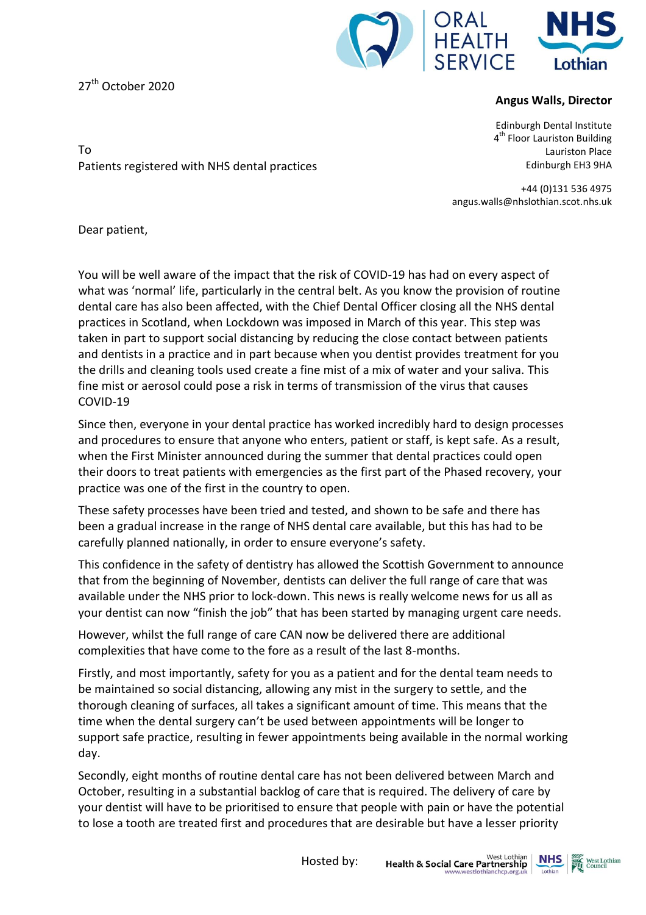27th October 2020

**Angus Walls, Director**

Edinburgh Dental Institute
4th Floor Lauriston Building
Lauriston Place
Edinburgh EH3 9HA

+44 (0)131 536 4975
angus.walls@nhslothian.scot.nhs.uk

To
Patients registered with NHS dental practices

Dear patient,

You will be well aware of the impact that the risk of COVID-19 has had on every aspect of what was 'normal' life, particularly in the central belt. As you know the provision of routine dental care has also been affected, with the Chief Dental Officer closing all the NHS dental practices in Scotland, when Lockdown was imposed in March of this year. This step was taken in part to support social distancing by reducing the close contact between patients and dentists in a practice and in part because when you dentist provides treatment for you the drills and cleaning tools used create a fine mist of a mix of water and your saliva. This fine mist or aerosol could pose a risk in terms of transmission of the virus that causes COVID-19

Since then, everyone in your dental practice has worked incredibly hard to design processes and procedures to ensure that anyone who enters, patient or staff, is kept safe. As a result, when the First Minister announced during the summer that dental practices could open their doors to treat patients with emergencies as the first part of the Phased recovery, your practice was one of the first in the country to open.

These safety processes have been tried and tested, and shown to be safe and there has been a gradual increase in the range of NHS dental care available, but this has had to be carefully planned nationally, in order to ensure everyone's safety.

This confidence in the safety of dentistry has allowed the Scottish Government to announce that from the beginning of November, dentists can deliver the full range of care that was available under the NHS prior to lock-down. This news is really welcome news for us all as your dentist can now "finish the job" that has been started by managing urgent care needs.

However, whilst the full range of care CAN now be delivered there are additional complexities that have come to the fore as a result of the last 8-months.

Firstly, and most importantly, safety for you as a patient and for the dental team needs to be maintained so social distancing, allowing any mist in the surgery to settle, and the thorough cleaning of surfaces, all takes a significant amount of time. This means that the time when the dental surgery can't be used between appointments will be longer to support safe practice, resulting in fewer appointments being available in the normal working day.

Secondly, eight months of routine dental care has not been delivered between March and October, resulting in a substantial backlog of care that is required. The delivery of care by your dentist will have to be prioritised to ensure that people with pain or have the potential to lose a tooth are treated first and procedures that are desirable but have a lesser priority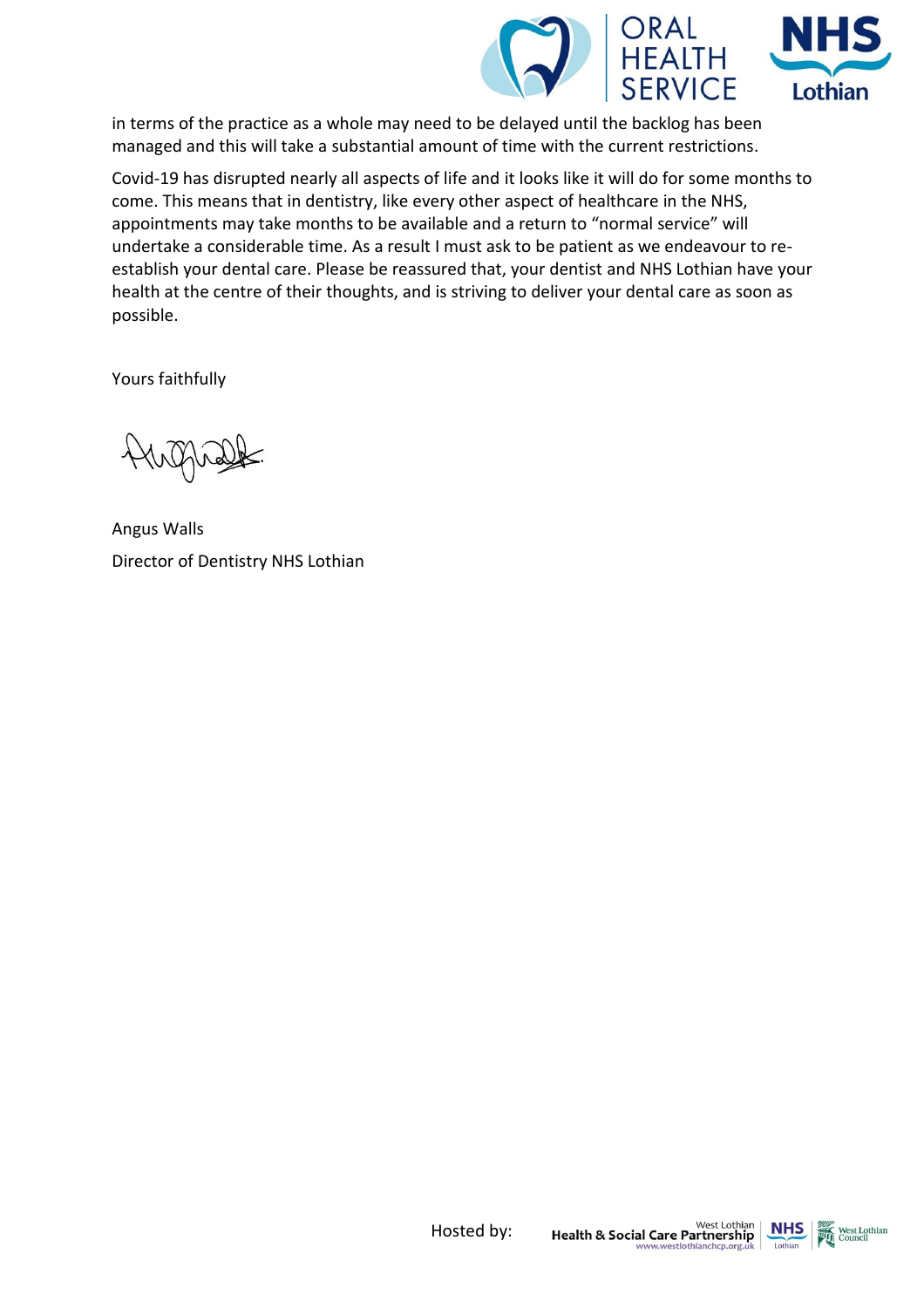in terms of the practice as a whole may need to be delayed until the backlog has been managed and this will take a substantial amount of time with the current restrictions.

Covid-19 has disrupted nearly all aspects of life and it looks like it will do for some months to come. This means that in dentistry, like every other aspect of healthcare in the NHS, appointments may take months to be available and a return to "normal service" will undertake a considerable time. As a result I must ask to be patient as we endeavour to re-establish your dental care. Please be reassured that, your dentist and NHS Lothian have your health at the centre of their thoughts, and is striving to deliver your dental care as soon as possible.

Yours faithfully

Angus Walls
Director of Dentistry NHS Lothian